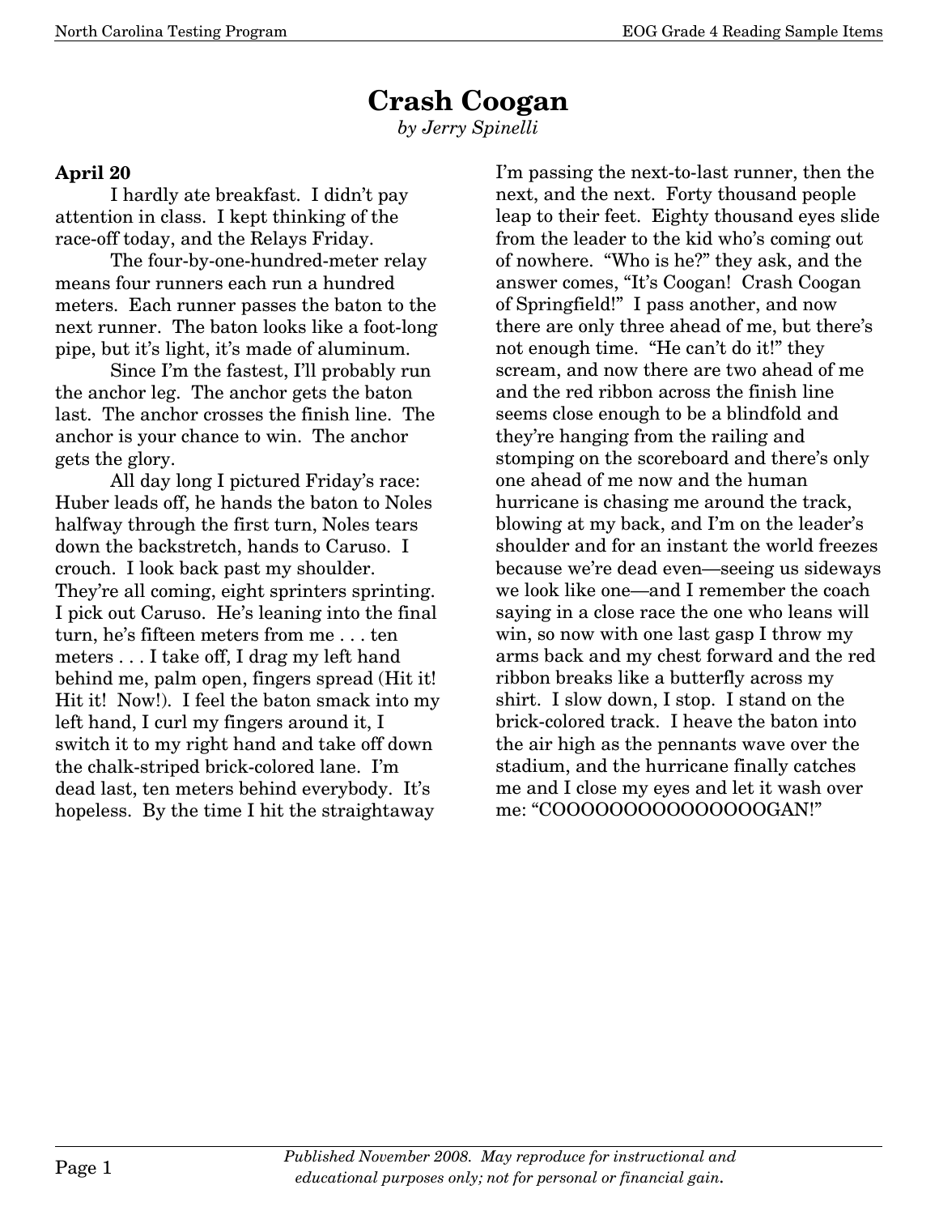# Crash Coogan

*by Jerry Spinelli*

**April 20**

I hardly ate breakfast. I didn't pay attention in class. I kept thinking of the race-off today, and the Relays Friday.

The four-by-one-hundred-meter relay means four runners each run a hundred meters. Each runner passes the baton to the next runner. The baton looks like a foot-long pipe, but it's light, it's made of aluminum.

Since I'm the fastest, I'll probably run the anchor leg. The anchor gets the baton last. The anchor crosses the finish line. The anchor is your chance to win. The anchor gets the glory.

All day long I pictured Friday's race: Huber leads off, he hands the baton to Noles halfway through the first turn, Noles tears down the backstretch, hands to Caruso. I crouch. I look back past my shoulder. They're all coming, eight sprinters sprinting. I pick out Caruso. He's leaning into the final turn, he's fifteen meters from me . . . ten meters . . . I take off, I drag my left hand behind me, palm open, fingers spread (Hit it! Hit it! Now!). I feel the baton smack into my left hand, I curl my fingers around it, I switch it to my right hand and take off down the chalk-striped brick-colored lane. I'm dead last, ten meters behind everybody. It's hopeless. By the time I hit the straightaway I'm passing the next-to-last runner, then the next, and the next. Forty thousand people leap to their feet. Eighty thousand eyes slide from the leader to the kid who's coming out of nowhere. "Who is he?" they ask, and the answer comes, "It's Coogan! Crash Coogan of Springfield!" I pass another, and now there are only three ahead of me, but there's not enough time. "He can't do it!" they scream, and now there are two ahead of me and the red ribbon across the finish line seems close enough to be a blindfold and they're hanging from the railing and stomping on the scoreboard and there's only one ahead of me now and the human hurricane is chasing me around the track, blowing at my back, and I'm on the leader's shoulder and for an instant the world freezes because we're dead even—seeing us sideways we look like one—and I remember the coach saying in a close race the one who leans will win, so now with one last gasp I throw my arms back and my chest forward and the red ribbon breaks like a butterfly across my shirt. I slow down, I stop. I stand on the brick-colored track. I heave the baton into the air high as the pennants wave over the stadium, and the hurricane finally catches me and I close my eyes and let it wash over me: "COOOOOOOOOOOOOOOGAN!"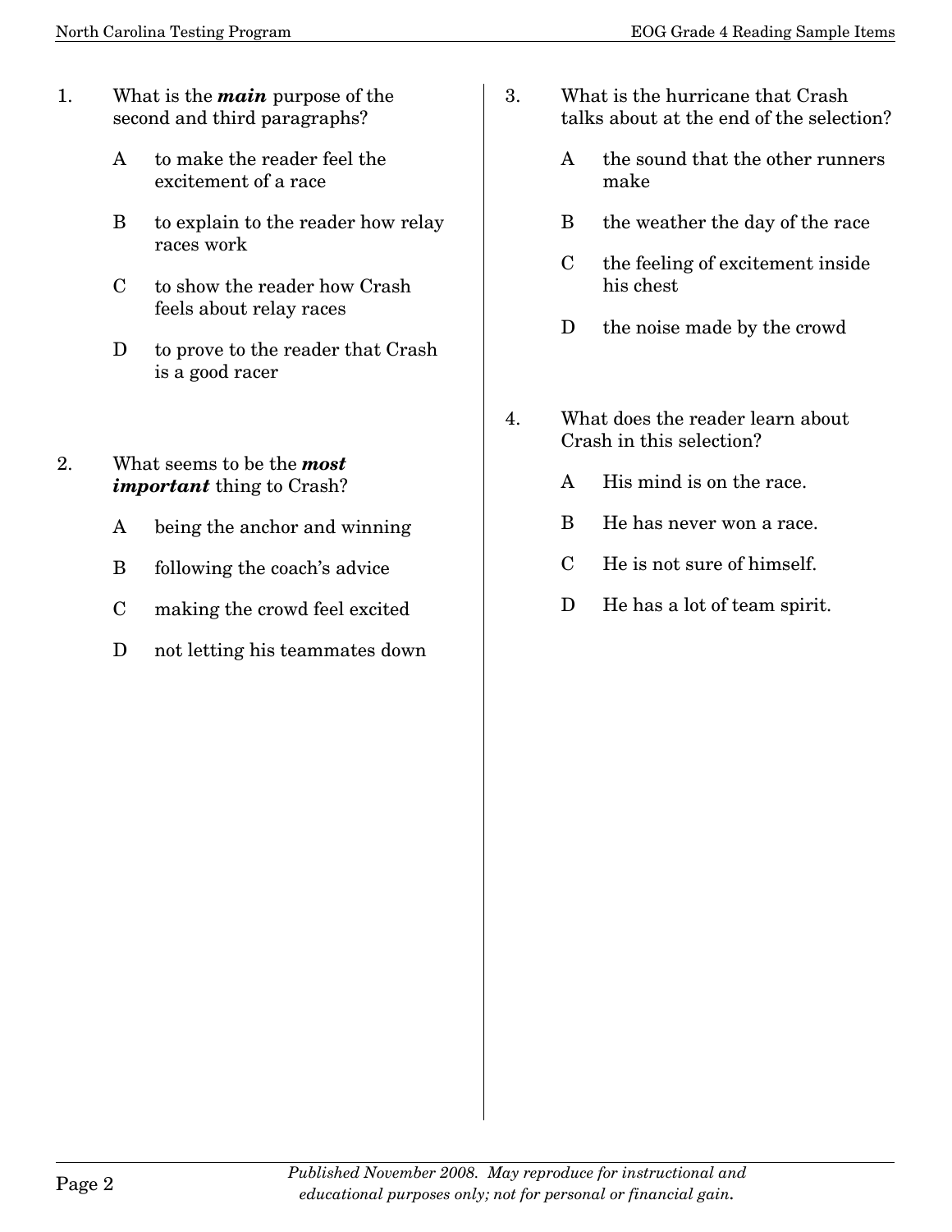1. What is the ***main*** purpose of the second and third paragraphs?

   A to make the reader feel the excitement of a race

   B to explain to the reader how relay races work

   C to show the reader how Crash feels about relay races

   D to prove to the reader that Crash is a good racer

2. What seems to be the ***most important*** thing to Crash?

   A being the anchor and winning

   B following the coach's advice

   C making the crowd feel excited

   D not letting his teammates down

3. What is the hurricane that Crash talks about at the end of the selection?

   A the sound that the other runners make

   B the weather the day of the race

   C the feeling of excitement inside his chest

   D the noise made by the crowd

4. What does the reader learn about Crash in this selection?

   A His mind is on the race.

   B He has never won a race.

   C He is not sure of himself.

   D He has a lot of team spirit.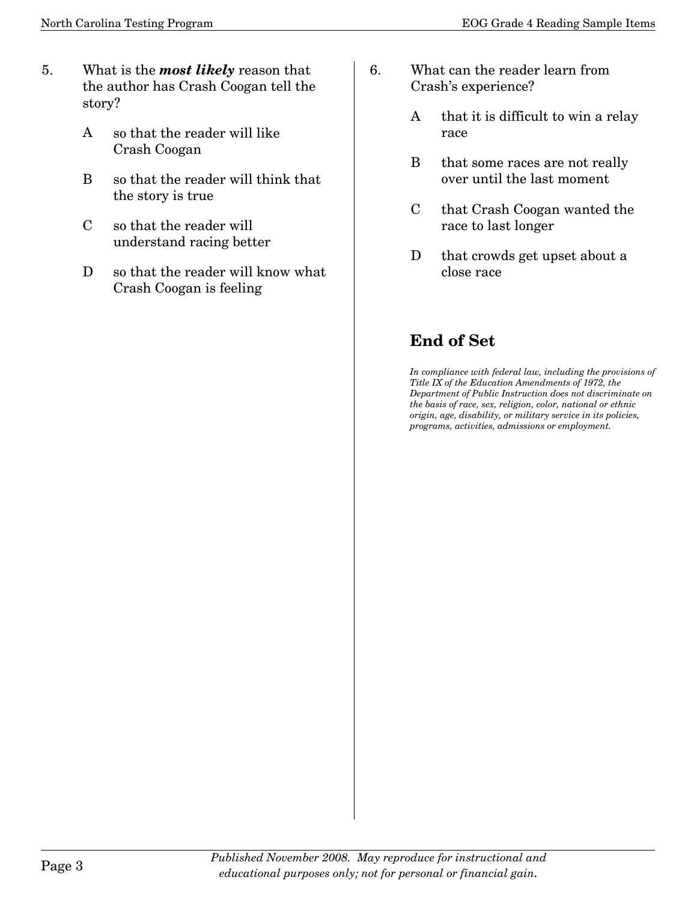5. What is the ***most likely*** reason that the author has Crash Coogan tell the story?

   A so that the reader will like Crash Coogan

   B so that the reader will think that the story is true

   C so that the reader will understand racing better

   D so that the reader will know what Crash Coogan is feeling

6. What can the reader learn from Crash's experience?

   A that it is difficult to win a relay race

   B that some races are not really over until the last moment

   C that Crash Coogan wanted the race to last longer

   D that crowds get upset about a close race

## End of Set

*In compliance with federal law, including the provisions of Title IX of the Education Amendments of 1972, the Department of Public Instruction does not discriminate on the basis of race, sex, religion, color, national or ethnic origin, age, disability, or military service in its policies, programs, activities, admissions or employment.*

*Published November 2008. May reproduce for instructional and educational purposes only; not for personal or financial gain.*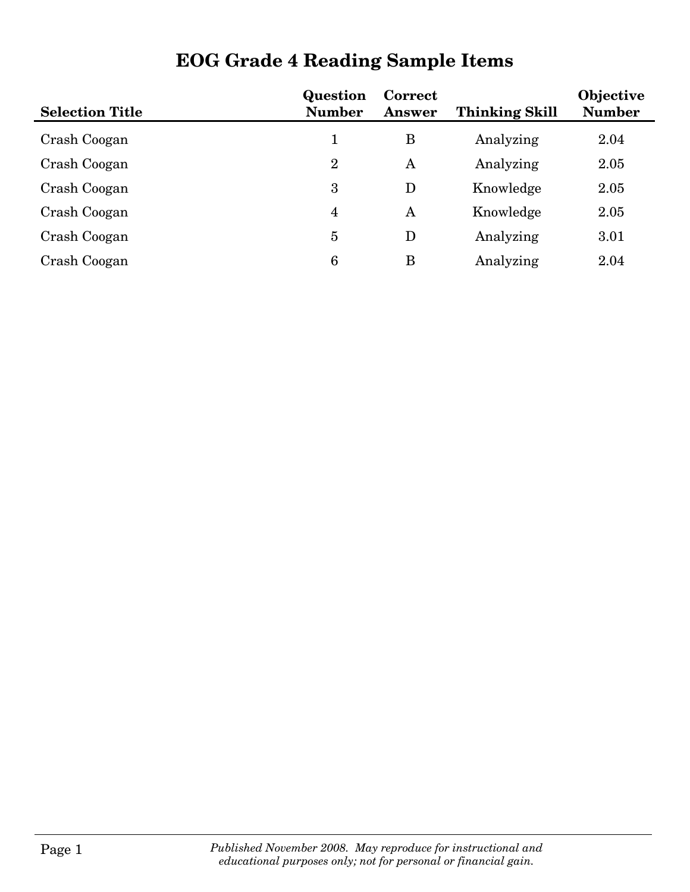# EOG Grade 4 Reading Sample Items

| Selection Title | Question Number | Correct Answer | Thinking Skill | Objective Number |
|---|---|---|---|---|
| Crash Coogan | 1 | B | Analyzing | 2.04 |
| Crash Coogan | 2 | A | Analyzing | 2.05 |
| Crash Coogan | 3 | D | Knowledge | 2.05 |
| Crash Coogan | 4 | A | Knowledge | 2.05 |
| Crash Coogan | 5 | D | Analyzing | 3.01 |
| Crash Coogan | 6 | B | Analyzing | 2.04 |

*Published November 2008. May reproduce for instructional and educational purposes only; not for personal or financial gain.*